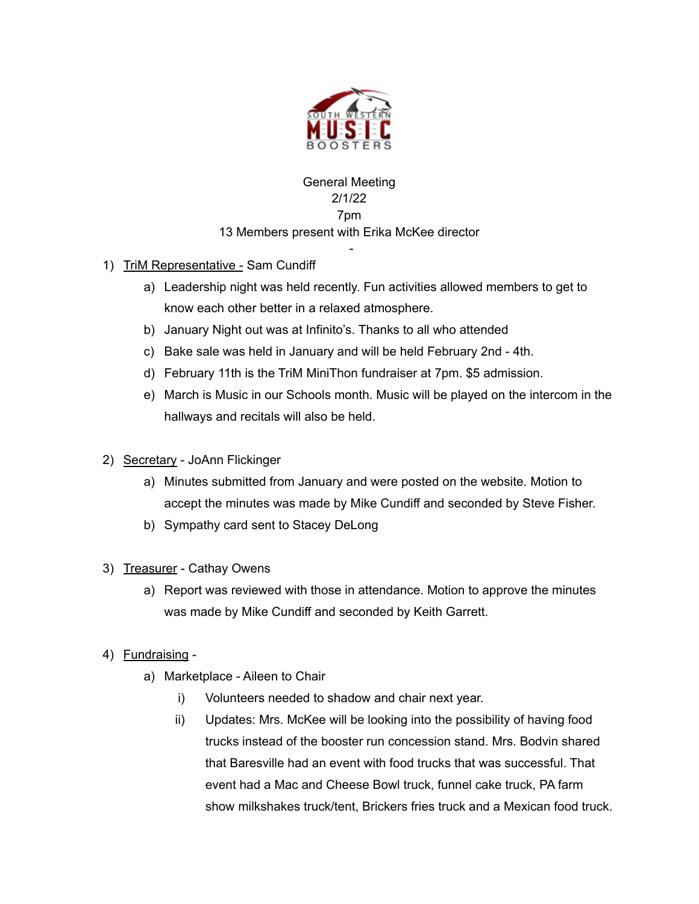SOUTH WESTERN MUSIC BOOSTERS

General Meeting
2/1/22
7pm
13 Members present with Erika McKee director

-

1) TriM Representative - Sam Cundiff
   a) Leadership night was held recently. Fun activities allowed members to get to know each other better in a relaxed atmosphere.
   b) January Night out was at Infinito's. Thanks to all who attended
   c) Bake sale was held in January and will be held February 2nd - 4th.
   d) February 11th is the TriM MiniThon fundraiser at 7pm. $5 admission.
   e) March is Music in our Schools month. Music will be played on the intercom in the hallways and recitals will also be held.

2) Secretary - JoAnn Flickinger
   a) Minutes submitted from January and were posted on the website. Motion to accept the minutes was made by Mike Cundiff and seconded by Steve Fisher.
   b) Sympathy card sent to Stacey DeLong

3) Treasurer - Cathay Owens
   a) Report was reviewed with those in attendance. Motion to approve the minutes was made by Mike Cundiff and seconded by Keith Garrett.

4) Fundraising -
   a) Marketplace - Aileen to Chair
      i) Volunteers needed to shadow and chair next year.
      ii) Updates: Mrs. McKee will be looking into the possibility of having food trucks instead of the booster run concession stand. Mrs. Bodvin shared that Baresville had an event with food trucks that was successful. That event had a Mac and Cheese Bowl truck, funnel cake truck, PA farm show milkshakes truck/tent, Brickers fries truck and a Mexican food truck.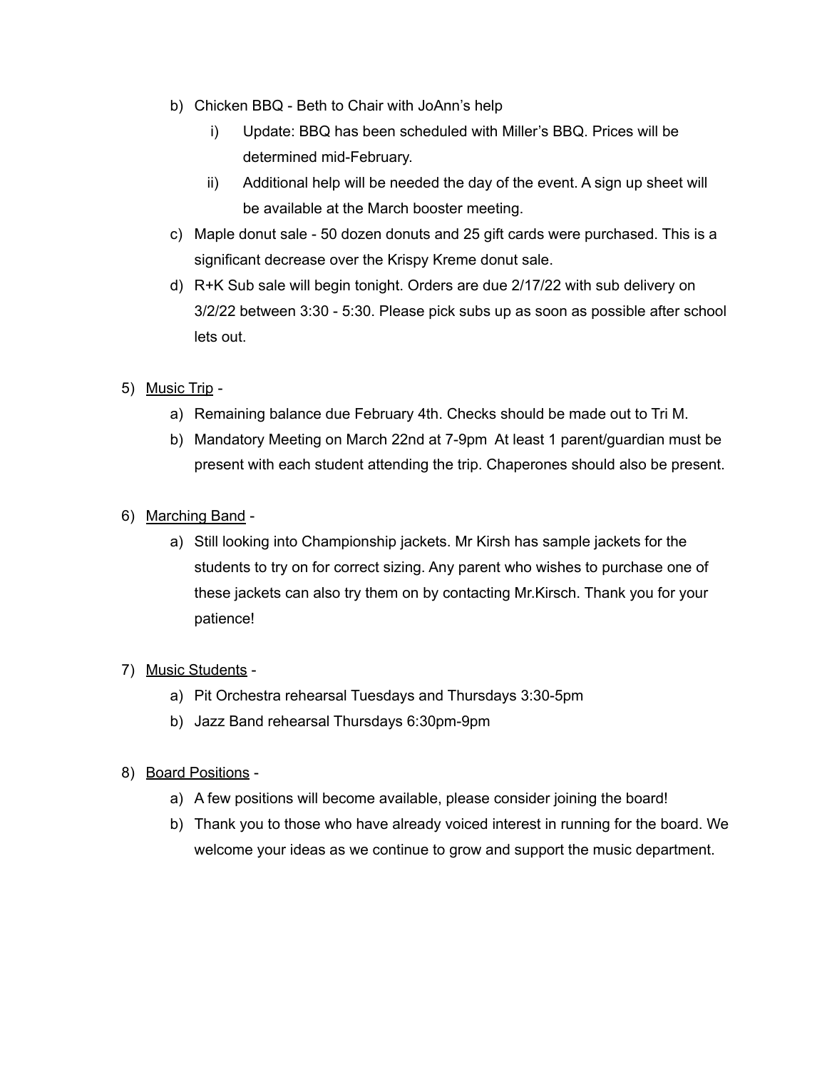b) Chicken BBQ - Beth to Chair with JoAnn's help
    i) Update: BBQ has been scheduled with Miller's BBQ. Prices will be determined mid-February.
    ii) Additional help will be needed the day of the event. A sign up sheet will be available at the March booster meeting.

c) Maple donut sale - 50 dozen donuts and 25 gift cards were purchased. This is a significant decrease over the Krispy Kreme donut sale.

d) R+K Sub sale will begin tonight. Orders are due 2/17/22 with sub delivery on 3/2/22 between 3:30 - 5:30. Please pick subs up as soon as possible after school lets out.

5) <u>Music Trip</u> -
    a) Remaining balance due February 4th. Checks should be made out to Tri M.
    b) Mandatory Meeting on March 22nd at 7-9pm At least 1 parent/guardian must be present with each student attending the trip. Chaperones should also be present.

6) <u>Marching Band</u> -
    a) Still looking into Championship jackets. Mr Kirsh has sample jackets for the students to try on for correct sizing. Any parent who wishes to purchase one of these jackets can also try them on by contacting Mr.Kirsch. Thank you for your patience!

7) <u>Music Students</u> -
    a) Pit Orchestra rehearsal Tuesdays and Thursdays 3:30-5pm
    b) Jazz Band rehearsal Thursdays 6:30pm-9pm

8) <u>Board Positions</u> -
    a) A few positions will become available, please consider joining the board!
    b) Thank you to those who have already voiced interest in running for the board. We welcome your ideas as we continue to grow and support the music department.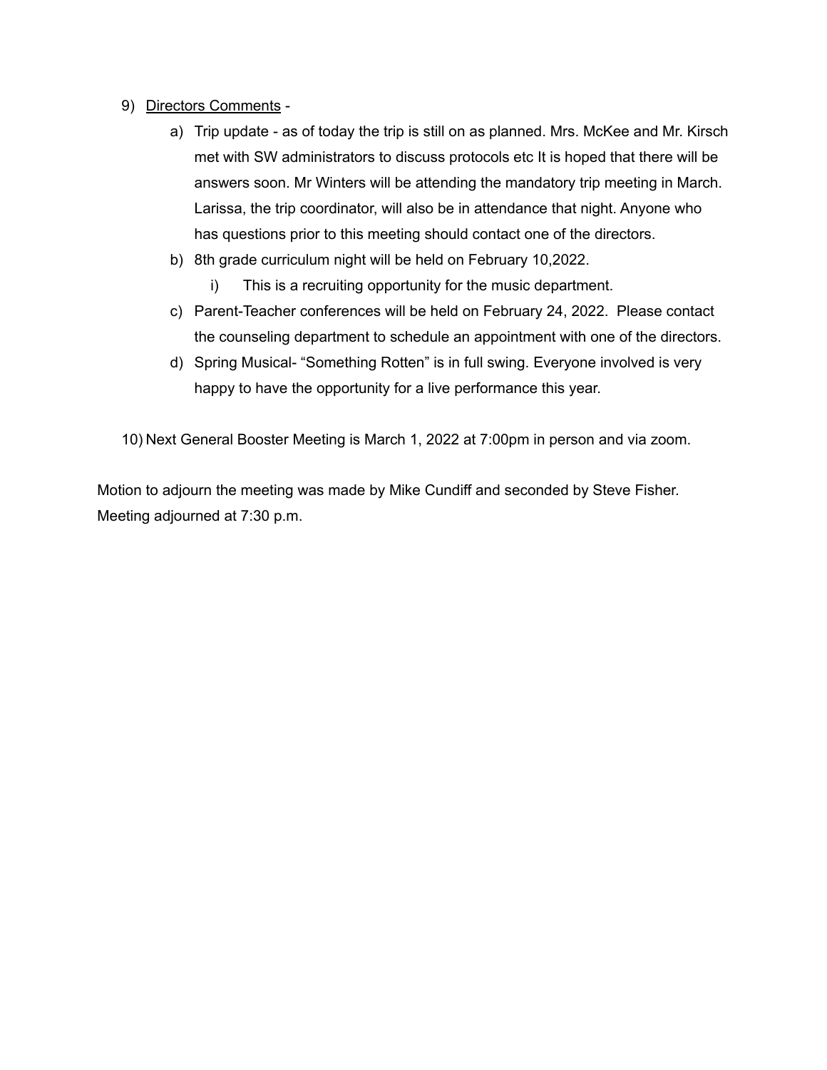9) <u>Directors Comments</u> -

    a) Trip update - as of today the trip is still on as planned. Mrs. McKee and Mr. Kirsch met with SW administrators to discuss protocols etc It is hoped that there will be answers soon. Mr Winters will be attending the mandatory trip meeting in March. Larissa, the trip coordinator, will also be in attendance that night. Anyone who has questions prior to this meeting should contact one of the directors.

    b) 8th grade curriculum night will be held on February 10,2022.

        i) This is a recruiting opportunity for the music department.

    c) Parent-Teacher conferences will be held on February 24, 2022. Please contact the counseling department to schedule an appointment with one of the directors.

    d) Spring Musical- "Something Rotten" is in full swing. Everyone involved is very happy to have the opportunity for a live performance this year.

10) Next General Booster Meeting is March 1, 2022 at 7:00pm in person and via zoom.

Motion to adjourn the meeting was made by Mike Cundiff and seconded by Steve Fisher. Meeting adjourned at 7:30 p.m.